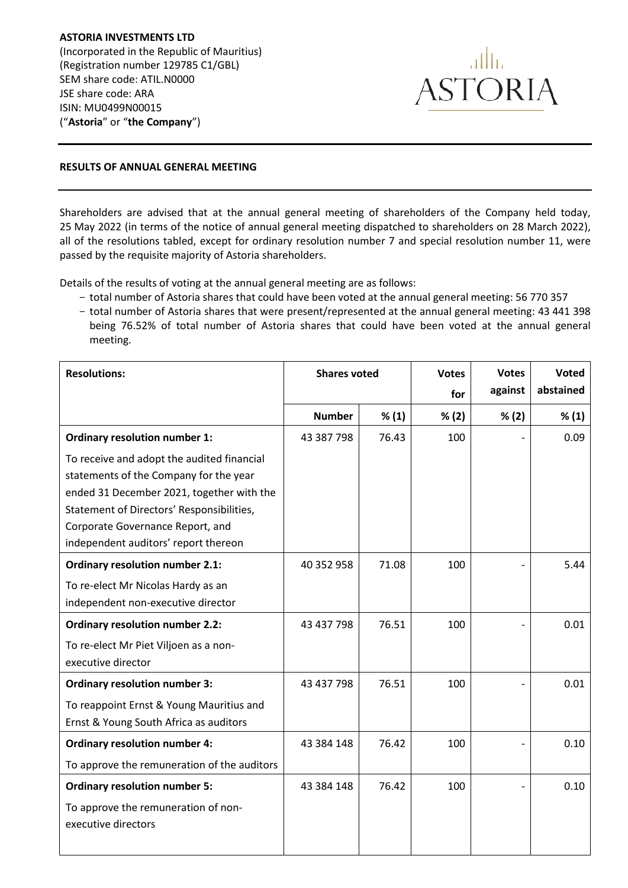**ASTORIA INVESTMENTS LTD**
(Incorporated in the Republic of Mauritius)
(Registration number 129785 C1/GBL)
SEM share code: ATIL.N0000
JSE share code: ARA
ISIN: MU0499N00015
("**Astoria**" or "**the Company**")

**RESULTS OF ANNUAL GENERAL MEETING**

Shareholders are advised that at the annual general meeting of shareholders of the Company held today, 25 May 2022 (in terms of the notice of annual general meeting dispatched to shareholders on 28 March 2022), all of the resolutions tabled, except for ordinary resolution number 7 and special resolution number 11, were passed by the requisite majority of Astoria shareholders.

Details of the results of voting at the annual general meeting are as follows:

- total number of Astoria shares that could have been voted at the annual general meeting: 56 770 357
- total number of Astoria shares that were present/represented at the annual general meeting: 43 441 398 being 76.52% of total number of Astoria shares that could have been voted at the annual general meeting.

| Resolutions: | Shares voted | | Votes for | Votes against | Voted abstained |
|---|---|---|---|---|---|
| | Number | % (1) | % (2) | % (2) | % (1) |
| **Ordinary resolution number 1:** To receive and adopt the audited financial statements of the Company for the year ended 31 December 2021, together with the Statement of Directors' Responsibilities, Corporate Governance Report, and independent auditors' report thereon | 43 387 798 | 76.43 | 100 | - | 0.09 |
| **Ordinary resolution number 2.1:** To re-elect Mr Nicolas Hardy as an independent non-executive director | 40 352 958 | 71.08 | 100 | - | 5.44 |
| **Ordinary resolution number 2.2:** To re-elect Mr Piet Viljoen as a non-executive director | 43 437 798 | 76.51 | 100 | - | 0.01 |
| **Ordinary resolution number 3:** To reappoint Ernst & Young Mauritius and Ernst & Young South Africa as auditors | 43 437 798 | 76.51 | 100 | - | 0.01 |
| **Ordinary resolution number 4:** To approve the remuneration of the auditors | 43 384 148 | 76.42 | 100 | - | 0.10 |
| **Ordinary resolution number 5:** To approve the remuneration of non-executive directors | 43 384 148 | 76.42 | 100 | - | 0.10 |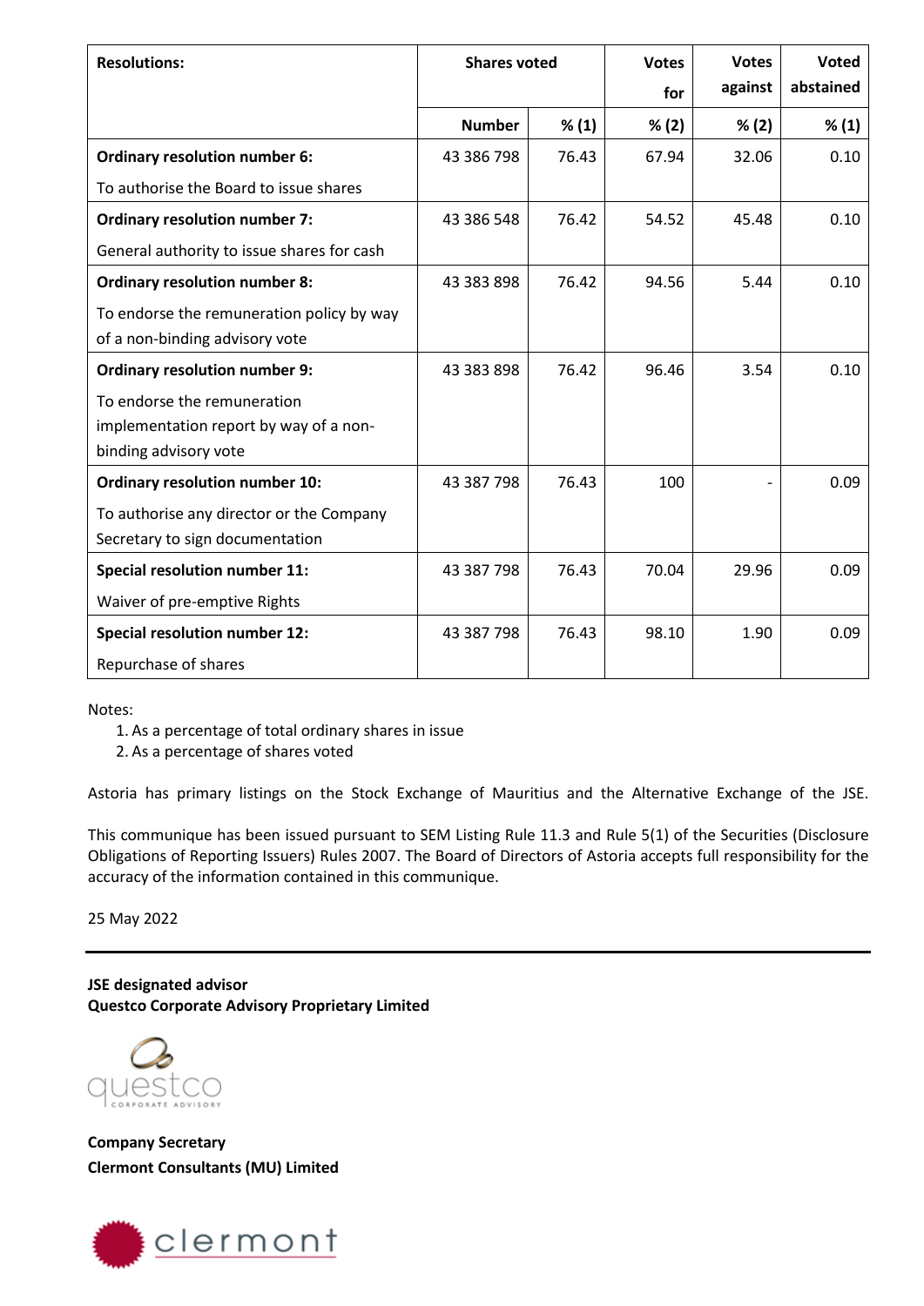| Resolutions: | Shares voted | | Votes for | Votes against | Voted abstained |
|---|---|---|---|---|---|
| | Number | % (1) | % (2) | % (2) | % (1) |
| **Ordinary resolution number 6:** To authorise the Board to issue shares | 43 386 798 | 76.43 | 67.94 | 32.06 | 0.10 |
| **Ordinary resolution number 7:** General authority to issue shares for cash | 43 386 548 | 76.42 | 54.52 | 45.48 | 0.10 |
| **Ordinary resolution number 8:** To endorse the remuneration policy by way of a non-binding advisory vote | 43 383 898 | 76.42 | 94.56 | 5.44 | 0.10 |
| **Ordinary resolution number 9:** To endorse the remuneration implementation report by way of a non-binding advisory vote | 43 383 898 | 76.42 | 96.46 | 3.54 | 0.10 |
| **Ordinary resolution number 10:** To authorise any director or the Company Secretary to sign documentation | 43 387 798 | 76.43 | 100 | - | 0.09 |
| **Special resolution number 11:** Waiver of pre-emptive Rights | 43 387 798 | 76.43 | 70.04 | 29.96 | 0.09 |
| **Special resolution number 12:** Repurchase of shares | 43 387 798 | 76.43 | 98.10 | 1.90 | 0.09 |

Notes:

1. As a percentage of total ordinary shares in issue
2. As a percentage of shares voted

Astoria has primary listings on the Stock Exchange of Mauritius and the Alternative Exchange of the JSE.

This communique has been issued pursuant to SEM Listing Rule 11.3 and Rule 5(1) of the Securities (Disclosure Obligations of Reporting Issuers) Rules 2007. The Board of Directors of Astoria accepts full responsibility for the accuracy of the information contained in this communique.

25 May 2022

---

**JSE designated advisor**
**Questco Corporate Advisory Proprietary Limited**

questco CORPORATE ADVISORY

**Company Secretary**
**Clermont Consultants (MU) Limited**

clermont